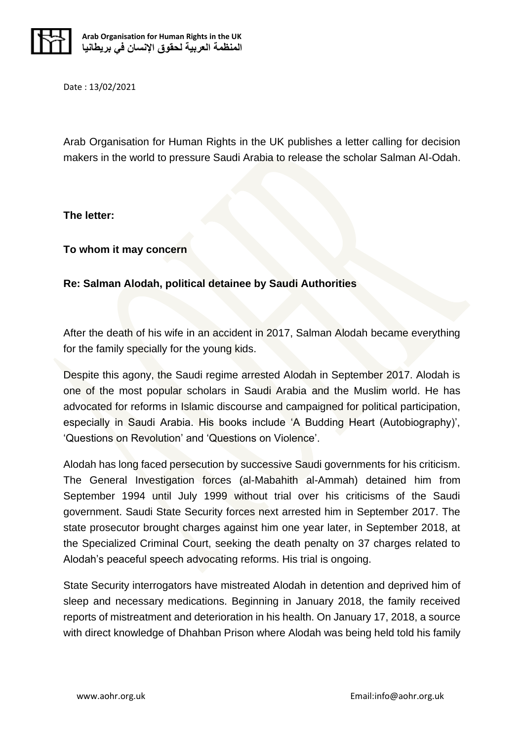Date : 13/02/2021

Arab Organisation for Human Rights in the UK publishes a letter calling for decision makers in the world to pressure Saudi Arabia to release the scholar Salman Al-Odah.

**The letter:**

**To whom it may concern**

**Re: Salman Alodah, political detainee by Saudi Authorities**

After the death of his wife in an accident in 2017, Salman Alodah became everything for the family specially for the young kids.

Despite this agony, the Saudi regime arrested Alodah in September 2017. Alodah is one of the most popular scholars in Saudi Arabia and the Muslim world. He has advocated for reforms in Islamic discourse and campaigned for political participation, especially in Saudi Arabia. His books include 'A Budding Heart (Autobiography)', 'Questions on Revolution' and 'Questions on Violence'.

Alodah has long faced persecution by successive Saudi governments for his criticism. The General Investigation forces (al-Mabahith al-Ammah) detained him from September 1994 until July 1999 without trial over his criticisms of the Saudi government. Saudi State Security forces next arrested him in September 2017. The state prosecutor brought charges against him one year later, in September 2018, at the Specialized Criminal Court, seeking the death penalty on 37 charges related to Alodah's peaceful speech advocating reforms. His trial is ongoing.

State Security interrogators have mistreated Alodah in detention and deprived him of sleep and necessary medications. Beginning in January 2018, the family received reports of mistreatment and deterioration in his health. On January 17, 2018, a source with direct knowledge of Dhahban Prison where Alodah was being held told his family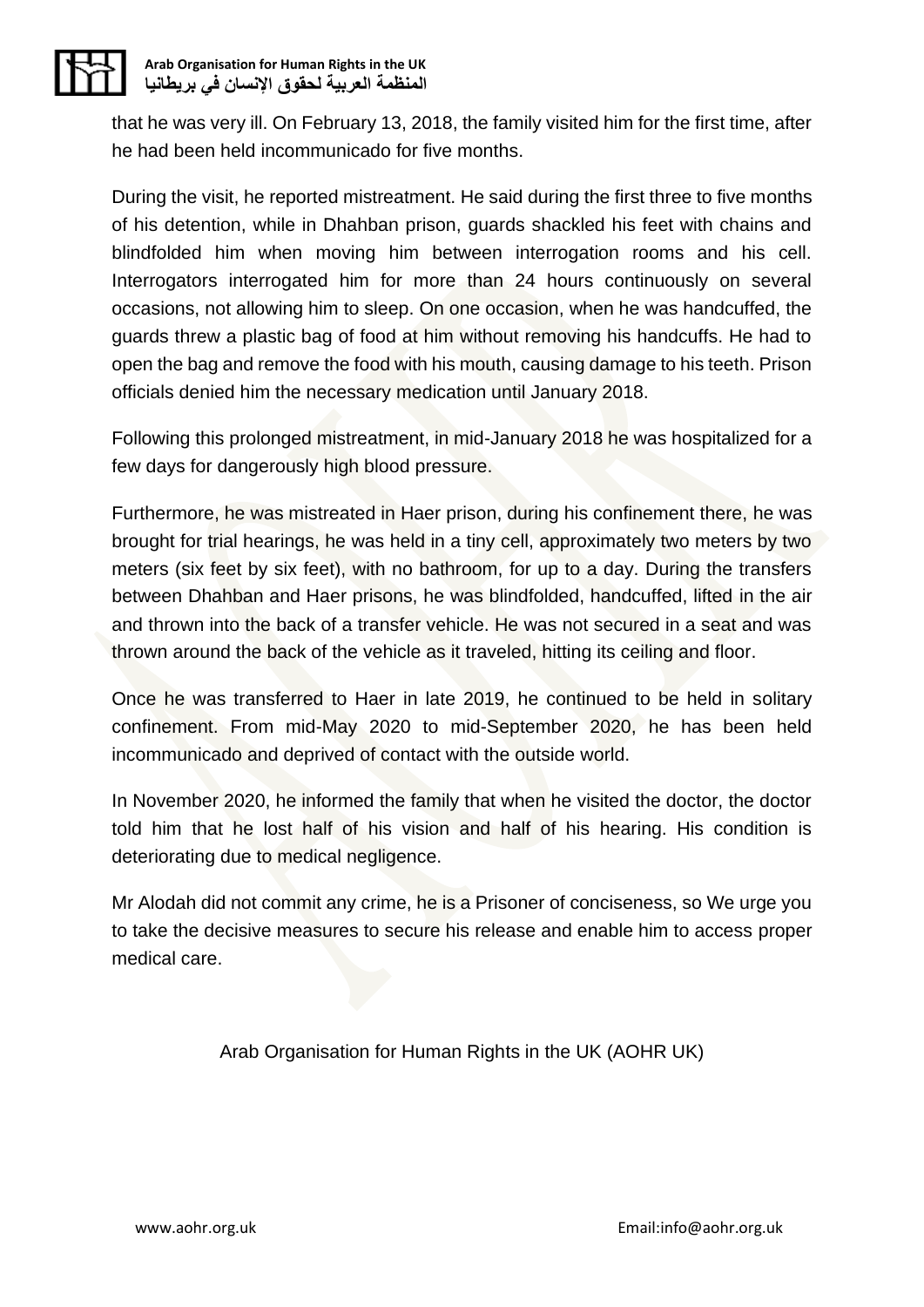that he was very ill. On February 13, 2018, the family visited him for the first time, after he had been held incommunicado for five months.

During the visit, he reported mistreatment. He said during the first three to five months of his detention, while in Dhahban prison, guards shackled his feet with chains and blindfolded him when moving him between interrogation rooms and his cell. Interrogators interrogated him for more than 24 hours continuously on several occasions, not allowing him to sleep. On one occasion, when he was handcuffed, the guards threw a plastic bag of food at him without removing his handcuffs. He had to open the bag and remove the food with his mouth, causing damage to his teeth. Prison officials denied him the necessary medication until January 2018.

Following this prolonged mistreatment, in mid-January 2018 he was hospitalized for a few days for dangerously high blood pressure.

Furthermore, he was mistreated in Haer prison, during his confinement there, he was brought for trial hearings, he was held in a tiny cell, approximately two meters by two meters (six feet by six feet), with no bathroom, for up to a day. During the transfers between Dhahban and Haer prisons, he was blindfolded, handcuffed, lifted in the air and thrown into the back of a transfer vehicle. He was not secured in a seat and was thrown around the back of the vehicle as it traveled, hitting its ceiling and floor.

Once he was transferred to Haer in late 2019, he continued to be held in solitary confinement. From mid-May 2020 to mid-September 2020, he has been held incommunicado and deprived of contact with the outside world.

In November 2020, he informed the family that when he visited the doctor, the doctor told him that he lost half of his vision and half of his hearing. His condition is deteriorating due to medical negligence.

Mr Alodah did not commit any crime, he is a Prisoner of conciseness, so We urge you to take the decisive measures to secure his release and enable him to access proper medical care.

Arab Organisation for Human Rights in the UK (AOHR UK)